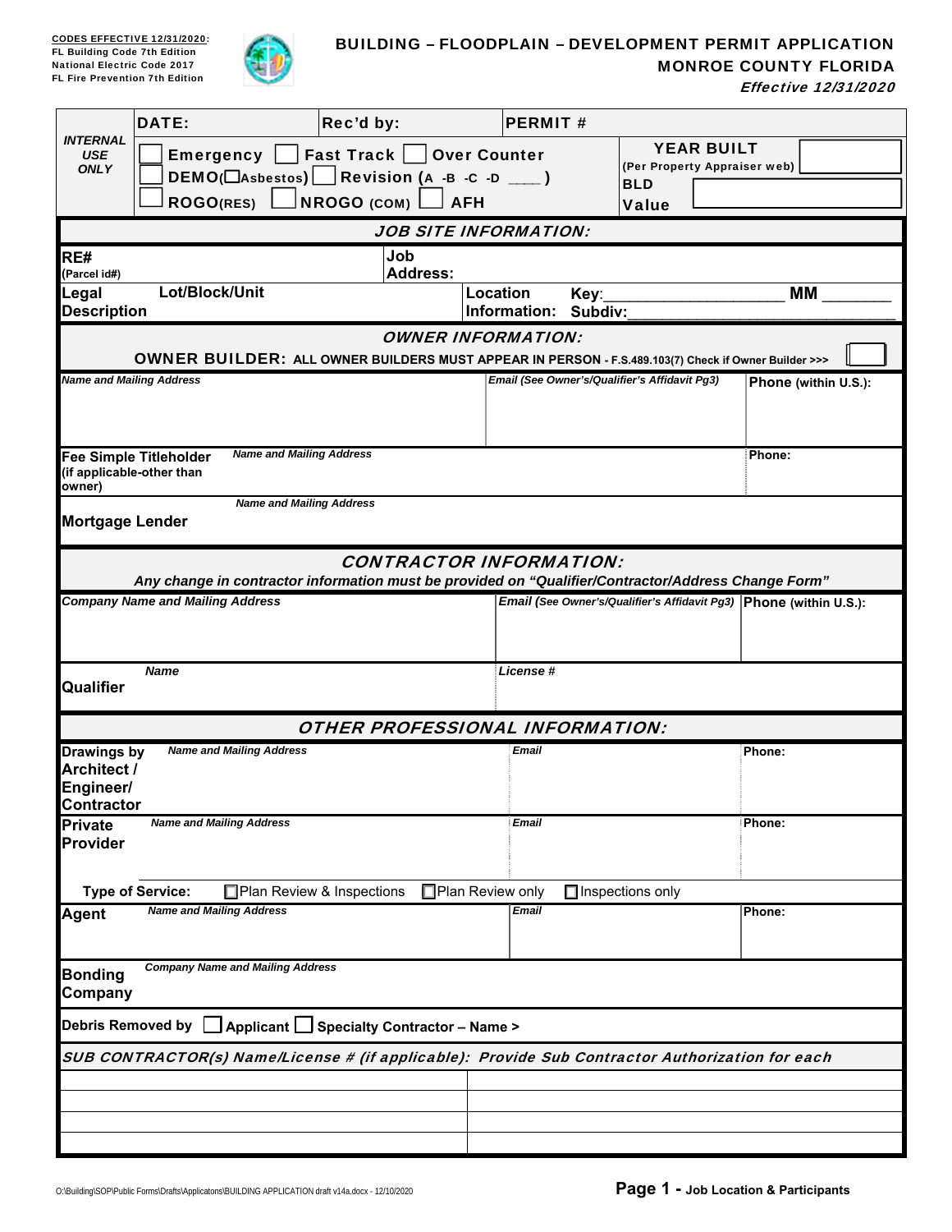**CODES EFFECTIVE 12/31/2020:**
FL Building Code 7th Edition
National Electric Code 2017
FL Fire Prevention 7th Edition

# BUILDING – FLOODPLAIN – DEVELOPMENT PERMIT APPLICATION
## MONROE COUNTY FLORIDA
*Effective 12/31/2020*

| INTERNAL USE ONLY | DATE: | Rec'd by: | PERMIT # |
|---|---|---|---|
| | ☐ Emergency ☐ Fast Track ☐ Over Counter<br>☐ DEMO(☐Asbestos) ☐ Revision (A -B -C -D ____ )<br>☐ ROGO(RES) ☐ NROGO (COM) ☐ AFH | YEAR BUILT (Per Property Appraiser web) | BLD Value |

### JOB SITE INFORMATION:

| RE# (Parcel id#) | | Job Address: | |
|---|---|---|---|
| Legal Description | Lot/Block/Unit | Location Information: | Key:____________________ MM ________<br>Subdiv:______________________________ |

### OWNER INFORMATION:

**OWNER BUILDER: ALL OWNER BUILDERS MUST APPEAR IN PERSON - F.S.489.103(7) Check if Owner Builder >>>** ☐

| *Name and Mailing Address* | *Email (See Owner's/Qualifier's Affidavit Pg3)* | Phone (within U.S.): |
|---|---|---|
| | | |

| Fee Simple Titleholder (if applicable-other than owner) | *Name and Mailing Address* | Phone: |
|---|---|---|
| Mortgage Lender | *Name and Mailing Address* | |

### CONTRACTOR INFORMATION:

*Any change in contractor information must be provided on "Qualifier/Contractor/Address Change Form"*

| *Company Name and Mailing Address* | | *Email (See Owner's/Qualifier's Affidavit Pg3)* | Phone (within U.S.): |
|---|---|---|---|
| | | | |
| Qualifier | *Name* | *License #* | |

### OTHER PROFESSIONAL INFORMATION:

| | *Name and Mailing Address* | *Email* | Phone: |
|---|---|---|---|
| Drawings by Architect / Engineer/ Contractor | | | |
| Private Provider | | | |

**Type of Service:** ☐ Plan Review & Inspections ☐ Plan Review only ☐ Inspections only

| | *Name and Mailing Address* | *Email* | Phone: |
|---|---|---|---|
| Agent | | | |

| Bonding Company | *Company Name and Mailing Address* |
|---|---|

**Debris Removed by** ☐ **Applicant** ☐ **Specialty Contractor – Name >**

*SUB CONTRACTOR(s) Name/License # (if applicable): Provide Sub Contractor Authorization for each*

| | |
|---|---|
| | |
| | |
| | |
| | |

O:\Building\SOP\Public Forms\Drafts\Applicatons\BUILDING APPLICATION draft v14a.docx - 12/10/2020

**Page 1 - Job Location & Participants**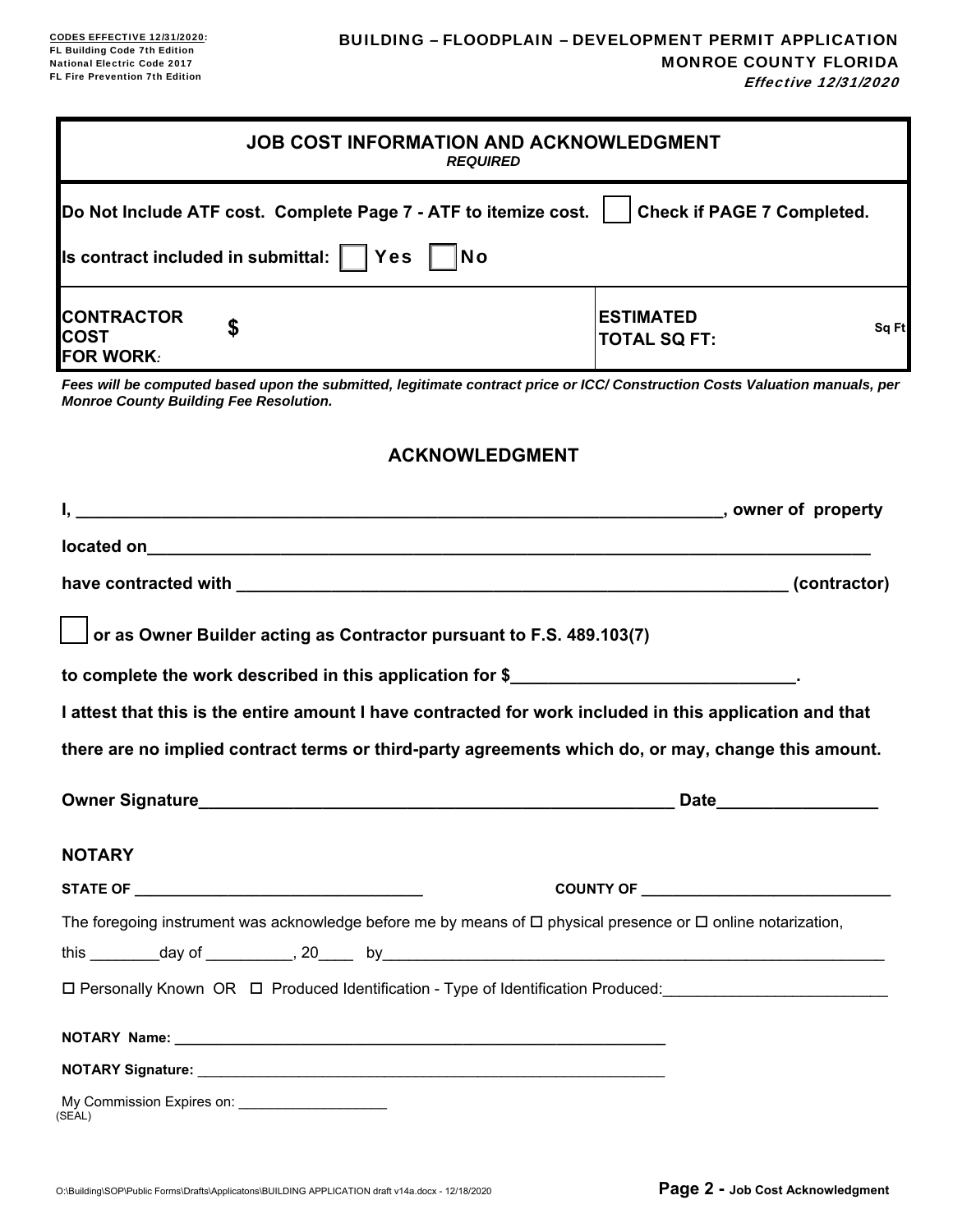**CODES EFFECTIVE 12/31/2020:**
**FL Building Code 7th Edition**
**National Electric Code 2017**
**FL Fire Prevention 7th Edition**

# BUILDING – FLOODPLAIN – DEVELOPMENT PERMIT APPLICATION
## MONROE COUNTY FLORIDA
***Effective 12/31/2020***

## JOB COST INFORMATION AND ACKNOWLEDGMENT
***REQUIRED***

**Do Not Include ATF cost. Complete Page 7 - ATF to itemize cost.** ☐ **Check if PAGE 7 Completed.**

**Is contract included in submittal:** ☐ **Yes** ☐ **No**

| **CONTRACTOR COST FOR WORK:** | **$** | **ESTIMATED TOTAL SQ FT:** | **Sq Ft** |
|---|---|---|---|

***Fees will be computed based upon the submitted, legitimate contract price or ICC/ Construction Costs Valuation manuals, per Monroe County Building Fee Resolution.***

## ACKNOWLEDGMENT

**I, ______________________________________________________________, owner of property**

**located on__________________________________________________________________________**

**have contracted with ____________________________________________________ (contractor)**

☐ **or as Owner Builder acting as Contractor pursuant to F.S. 489.103(7)**

**to complete the work described in this application for $_____________________________.**

**I attest that this is the entire amount I have contracted for work included in this application and that there are no implied contract terms or third-party agreements which do, or may, change this amount.**

**Owner Signature_______________________________________________ Date________________**

### NOTARY

**STATE OF _________________________________** **COUNTY OF _____________________________**

The foregoing instrument was acknowledge before me by means of ☐ physical presence or ☐ online notarization,

this ________day of __________, 20____ by__________________________________________________________

☐ Personally Known OR ☐ Produced Identification - Type of Identification Produced:________________________

**NOTARY Name:** _______________________________________________________

**NOTARY Signature:** ____________________________________________________

My Commission Expires on: ___________________
(SEAL)

O:\Building\SOP\Public Forms\Drafts\Applicatons\BUILDING APPLICATION draft v14a.docx - 12/18/2020

**Page 2 - Job Cost Acknowledgment**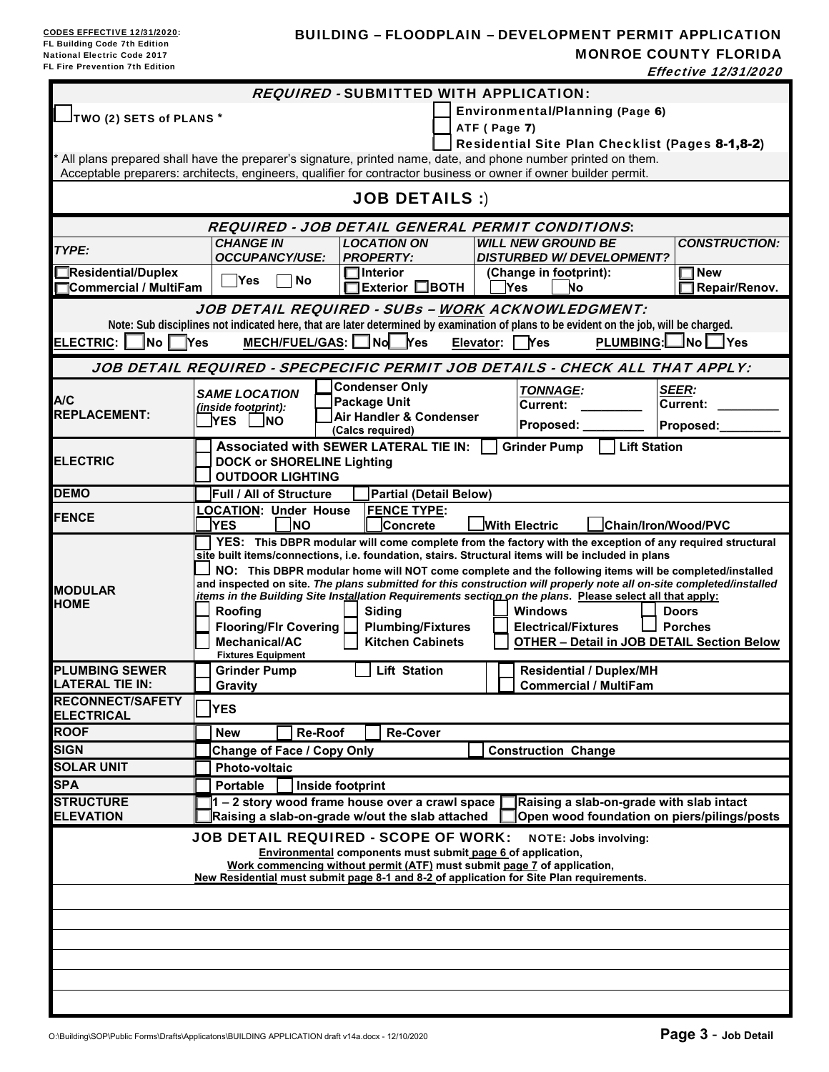**CODES EFFECTIVE 12/31/2020:**
FL Building Code 7th Edition
National Electric Code 2017
FL Fire Prevention 7th Edition

# BUILDING – FLOODPLAIN – DEVELOPMENT PERMIT APPLICATION
## MONROE COUNTY FLORIDA
*Effective 12/31/2020*

### *REQUIRED* - SUBMITTED WITH APPLICATION:

☐ TWO (2) SETS of PLANS *

☐ Environmental/Planning (Page 6)
☐ ATF ( Page 7)
☐ Residential Site Plan Checklist (Pages 8-1,8-2)

* All plans prepared shall have the preparer's signature, printed name, date, and phone number printed on them.
Acceptable preparers: architects, engineers, qualifier for contractor business or owner if owner builder permit.

## JOB DETAILS :)

### *REQUIRED - JOB DETAIL GENERAL PERMIT CONDITIONS*:

| *TYPE:* | *CHANGE IN OCCUPANCY/USE:* | *LOCATION ON PROPERTY:* | *WILL NEW GROUND BE DISTURBED W/ DEVELOPMENT?* | *CONSTRUCTION:* |
|---|---|---|---|---|
| ☐ Residential/Duplex<br>☐ Commercial / MultiFam | ☐ Yes ☐ No | ☐ Interior<br>☐ Exterior ☐ BOTH | (Change in footprint):<br>☐ Yes ☐ No | ☐ New<br>☐ Repair/Renov. |

### *JOB DETAIL REQUIRED - SUBs – WORK ACKNOWLEDGMENT:*

Note: Sub disciplines not indicated here, that are later determined by examination of plans to be evident on the job, will be charged.

**ELECTRIC:** ☐ No ☐ Yes  **MECH/FUEL/GAS:** ☐ No ☐ Yes  **Elevator:** ☐ Yes  **PLUMBING:** ☐ No ☐ Yes

### *JOB DETAIL REQUIRED - SPECPECIFIC PERMIT JOB DETAILS - CHECK ALL THAT APPLY:*

| | |
|---|---|
| **A/C REPLACEMENT:** | *SAME LOCATION (inside footprint):* ☐ YES ☐ NO ; ☐ Condenser Only ☐ Package Unit ☐ Air Handler & Condenser (Calcs required) ; *TONNAGE:* Current: _________ Proposed: _________ ; *SEER:* Current: _________ Proposed: _________ |
| **ELECTRIC** | ☐ Associated with SEWER LATERAL TIE IN: ☐ Grinder Pump ☐ Lift Station<br>☐ DOCK or SHORELINE Lighting<br>☐ OUTDOOR LIGHTING |
| **DEMO** | ☐ Full / All of Structure ☐ Partial (Detail Below) |
| **FENCE** | LOCATION: Under House ☐ YES ☐ NO ; FENCE TYPE: ☐ Concrete ☐ With Electric ☐ Chain/Iron/Wood/PVC |
| **MODULAR HOME** | ☐ **YES:** This DBPR modular will come complete from the factory with the exception of any required structural site built items/connections, i.e. foundation, stairs. Structural items will be included in plans<br>☐ **NO:** This DBPR modular home will NOT come complete and the following items will be completed/installed and inspected on site. *The plans submitted for this construction will properly note all on-site completed/installed items in the Building Site Installation Requirements section on the plans.* Please select all that apply:<br>☐ Roofing ☐ Siding ☐ Windows ☐ Doors<br>☐ Flooring/Flr Covering ☐ Plumbing/Fixtures ☐ Electrical/Fixtures ☐ Porches<br>☐ Mechanical/AC Fixtures Equipment ☐ Kitchen Cabinets ☐ OTHER – Detail in JOB DETAIL Section Below |
| **PLUMBING SEWER LATERAL TIE IN:** | ☐ Grinder Pump ☐ Lift Station ☐ Residential / Duplex/MH<br>☐ Gravity ☐ Commercial / MultiFam |
| **RECONNECT/SAFETY ELECTRICAL** | ☐ YES |
| **ROOF** | ☐ New ☐ Re-Roof ☐ Re-Cover |
| **SIGN** | ☐ Change of Face / Copy Only ☐ Construction Change |
| **SOLAR UNIT** | ☐ Photo-voltaic |
| **SPA** | ☐ Portable ☐ Inside footprint |
| **STRUCTURE ELEVATION** | ☐ 1 – 2 story wood frame house over a crawl space ☐ Raising a slab-on-grade with slab intact<br>☐ Raising a slab-on-grade w/out the slab attached ☐ Open wood foundation on piers/pilings/posts |

### JOB DETAIL REQUIRED - SCOPE OF WORK:

NOTE: Jobs involving:
**Environmental** components must submit **page 6** of application,
**Work commencing without permit (ATF)** must submit **page 7** of application,
**New Residential** must submit **page 8-1 and 8-2** of application for Site Plan requirements.

O:\Building\SOP\Public Forms\Drafts\Applicatons\BUILDING APPLICATION draft v14a.docx - 12/10/2020

**Page 3 - Job Detail**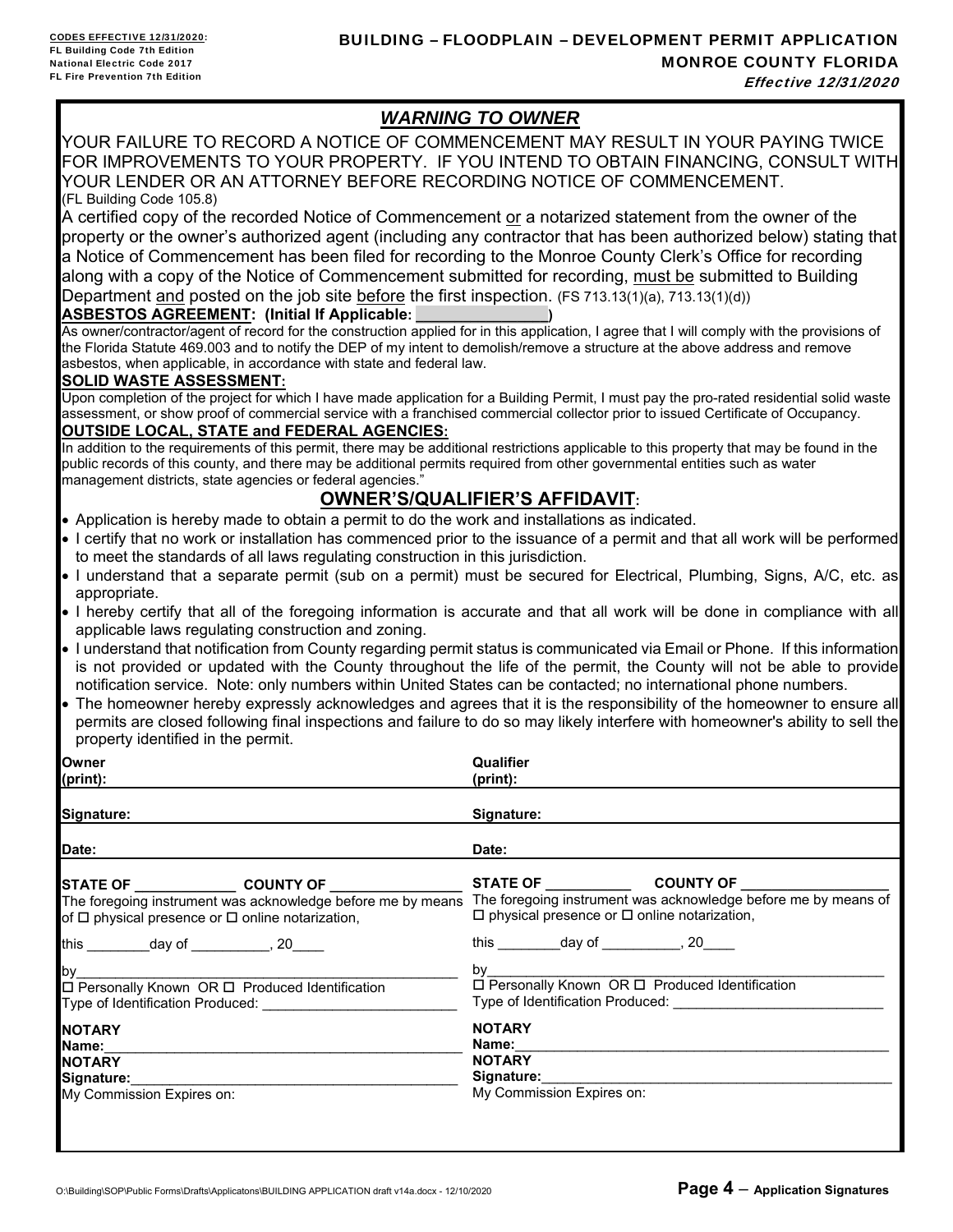**CODES EFFECTIVE 12/31/2020:**
FL Building Code 7th Edition
National Electric Code 2017
FL Fire Prevention 7th Edition

**BUILDING – FLOODPLAIN – DEVELOPMENT PERMIT APPLICATION**
**MONROE COUNTY FLORIDA**
*Effective 12/31/2020*

## *WARNING TO OWNER*

YOUR FAILURE TO RECORD A NOTICE OF COMMENCEMENT MAY RESULT IN YOUR PAYING TWICE FOR IMPROVEMENTS TO YOUR PROPERTY. IF YOU INTEND TO OBTAIN FINANCING, CONSULT WITH YOUR LENDER OR AN ATTORNEY BEFORE RECORDING NOTICE OF COMMENCEMENT.
(FL Building Code 105.8)

A certified copy of the recorded Notice of Commencement or a notarized statement from the owner of the property or the owner's authorized agent (including any contractor that has been authorized below) stating that a Notice of Commencement has been filed for recording to the Monroe County Clerk's Office for recording along with a copy of the Notice of Commencement submitted for recording, must be submitted to Building Department and posted on the job site before the first inspection. (FS 713.13(1)(a), 713.13(1)(d))

**ASBESTOS AGREEMENT: (Initial If Applicable: ______________)**
As owner/contractor/agent of record for the construction applied for in this application, I agree that I will comply with the provisions of the Florida Statute 469.003 and to notify the DEP of my intent to demolish/remove a structure at the above address and remove asbestos, when applicable, in accordance with state and federal law.

**SOLID WASTE ASSESSMENT:**
Upon completion of the project for which I have made application for a Building Permit, I must pay the pro-rated residential solid waste assessment, or show proof of commercial service with a franchised commercial collector prior to issued Certificate of Occupancy.

**OUTSIDE LOCAL, STATE and FEDERAL AGENCIES:**
In addition to the requirements of this permit, there may be additional restrictions applicable to this property that may be found in the public records of this county, and there may be additional permits required from other governmental entities such as water management districts, state agencies or federal agencies."

## OWNER'S/QUALIFIER'S AFFIDAVIT:

- Application is hereby made to obtain a permit to do the work and installations as indicated.
- I certify that no work or installation has commenced prior to the issuance of a permit and that all work will be performed to meet the standards of all laws regulating construction in this jurisdiction.
- I understand that a separate permit (sub on a permit) must be secured for Electrical, Plumbing, Signs, A/C, etc. as appropriate.
- I hereby certify that all of the foregoing information is accurate and that all work will be done in compliance with all applicable laws regulating construction and zoning.
- I understand that notification from County regarding permit status is communicated via Email or Phone. If this information is not provided or updated with the County throughout the life of the permit, the County will not be able to provide notification service. Note: only numbers within United States can be contacted; no international phone numbers.
- The homeowner hereby expressly acknowledges and agrees that it is the responsibility of the homeowner to ensure all permits are closed following final inspections and failure to do so may likely interfere with homeowner's ability to sell the property identified in the permit.

| Owner | Qualifier |
|---|---|
| **Owner (print):** | **Qualifier (print):** |
| **Signature:** | **Signature:** |
| **Date:** | **Date:** |
| **STATE OF ____________ COUNTY OF ______________** | **STATE OF __________ COUNTY OF ________________** |
| The foregoing instrument was acknowledge before me by means of ☐ physical presence or ☐ online notarization, | The foregoing instrument was acknowledge before me by means of ☐ physical presence or ☐ online notarization, |
| this ________day of __________, 20____ | this ________day of __________, 20____ |
| by______________________________________________ | by______________________________________________ |
| ☐ Personally Known OR ☐ Produced Identification | ☐ Personally Known OR ☐ Produced Identification |
| Type of Identification Produced: ________________________ | Type of Identification Produced: __________________________ |
| **NOTARY Name:**___________________________________________ | **NOTARY Name:**_____________________________________________ |
| **NOTARY Signature:**_______________________________________ | **NOTARY Signature:**_________________________________________ |
| My Commission Expires on: | My Commission Expires on: |

O:\Building\SOP\Public Forms\Drafts\Applicatons\BUILDING APPLICATION draft v14a.docx - 12/10/2020

**Page 4 – Application Signatures**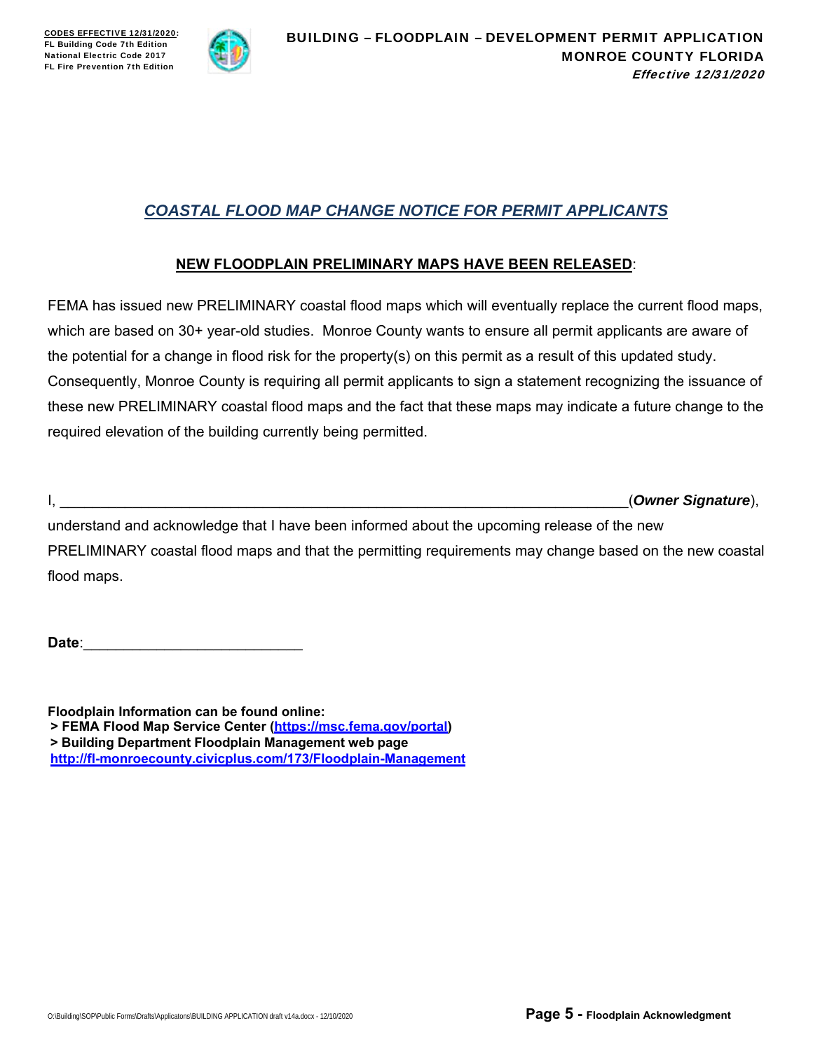## *COAST​AL FLOOD MAP CHANGE NOTICE FOR PERMIT APPLICANTS*

### **NEW FLOODPLAIN PRELIMINARY MAPS HAVE BEEN RELEASED**:

FEMA has issued new PRELIMINARY coastal flood maps which will eventually replace the current flood maps, which are based on 30+ year-old studies. Monroe County wants to ensure all permit applicants are aware of the potential for a change in flood risk for the property(s) on this permit as a result of this updated study. Consequently, Monroe County is requiring all permit applicants to sign a statement recognizing the issuance of these new PRELIMINARY coastal flood maps and the fact that these maps may indicate a future change to the required elevation of the building currently being permitted.

I, ______________________________________________________________________(***Owner Signature***), understand and acknowledge that I have been informed about the upcoming release of the new PRELIMINARY coastal flood maps and that the permitting requirements may change based on the new coastal flood maps.

**Date**:___________________________

**Floodplain Information can be found online:**

**> FEMA Flood Map Service Center (https://msc.fema.gov/portal)**

**> Building Department Floodplain Management web page**

**http://fl-monroecounty.civicplus.com/173/Floodplain-Management**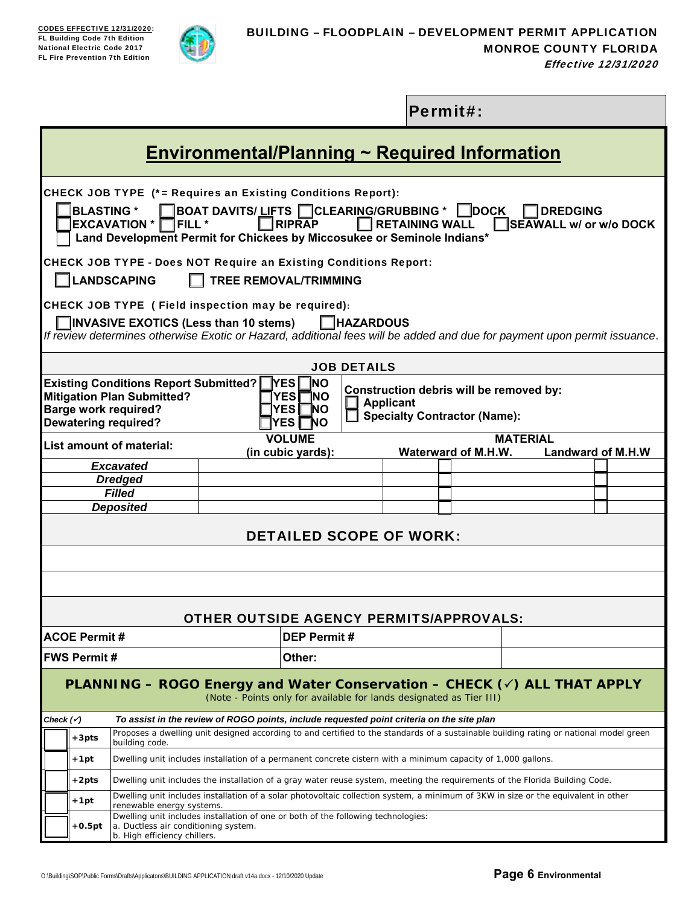**CODES EFFECTIVE 12/31/2020:**
FL Building Code 7th Edition
National Electric Code 2017
FL Fire Prevention 7th Edition

# BUILDING – FLOODPLAIN – DEVELOPMENT PERMIT APPLICATION
## MONROE COUNTY FLORIDA
*Effective 12/31/2020*

**Permit#:**

## Environmental/Planning ~ Required Information

**CHECK JOB TYPE (*= Requires an Existing Conditions Report):**

☐ **BLASTING *** ☐ **BOAT DAVITS/ LIFTS** ☐ **CLEARING/GRUBBING *** ☐ **DOCK** ☐ **DREDGING**
☐ **EXCAVATION *** ☐ **FILL *** ☐ **RIPRAP** ☐ **RETAINING WALL** ☐ **SEAWALL w/ or w/o DOCK**
☐ **Land Development Permit for Chickees by Miccosukee or Seminole Indians***

**CHECK JOB TYPE - Does NOT Require an Existing Conditions Report:**

☐ **LANDSCAPING** ☐ **TREE REMOVAL/TRIMMING**

**CHECK JOB TYPE ( Field inspection may be required):**

☐ **INVASIVE EXOTICS (Less than 10 stems)** ☐ **HAZARDOUS**

*If review determines otherwise Exotic or Hazard, additional fees will be added and due for payment upon permit issuance.*

### JOB DETAILS

| | | |
|---|---|---|
| **Existing Conditions Report Submitted?** | ☐ YES ☐ NO | **Construction debris will be removed by:** |
| **Mitigation Plan Submitted?** | ☐ YES ☐ NO | ☐ **Applicant** |
| **Barge work required?** | ☐ YES ☐ NO | ☐ **Specialty Contractor (Name):** |
| **Dewatering required?** | ☐ YES ☐ NO | |

| List amount of material: | VOLUME (in cubic yards): | MATERIAL Waterward of M.H.W. | MATERIAL Landward of M.H.W |
|---|---|---|---|
| *Excavated* | | ☐ | ☐ |
| *Dredged* | | ☐ | ☐ |
| *Filled* | | ☐ | ☐ |
| *Deposited* | | ☐ | ☐ |

### DETAILED SCOPE OF WORK:

### OTHER OUTSIDE AGENCY PERMITS/APPROVALS:

| | | |
|---|---|---|
| **ACOE Permit #** | **DEP Permit #** | |
| **FWS Permit #** | **Other:** | |

### PLANNING – ROGO Energy and Water Conservation – CHECK (✓) ALL THAT APPLY
(Note - Points only for available for lands designated as Tier III)

| Check (✓) | | *To assist in the review of ROGO points, include requested point criteria on the site plan* |
|---|---|---|
| ☐ | **+3pts** | Proposes a dwelling unit designed according to and certified to the standards of a sustainable building rating or national model green building code. |
| ☐ | **+1pt** | Dwelling unit includes installation of a permanent concrete cistern with a minimum capacity of 1,000 gallons. |
| ☐ | **+2pts** | Dwelling unit includes the installation of a gray water reuse system, meeting the requirements of the Florida Building Code. |
| ☐ | **+1pt** | Dwelling unit includes installation of a solar photovoltaic collection system, a minimum of 3KW in size or the equivalent in other renewable energy systems. |
| ☐ | **+0.5pt** | Dwelling unit includes installation of one or both of the following technologies: a. Ductless air conditioning system. b. High efficiency chillers. |

O:\Building\SOP\Public Forms\Drafts\Applicatons\BUILDING APPLICATION draft v14a.docx - 12/10/2020 Update

**Page 6 Environmental**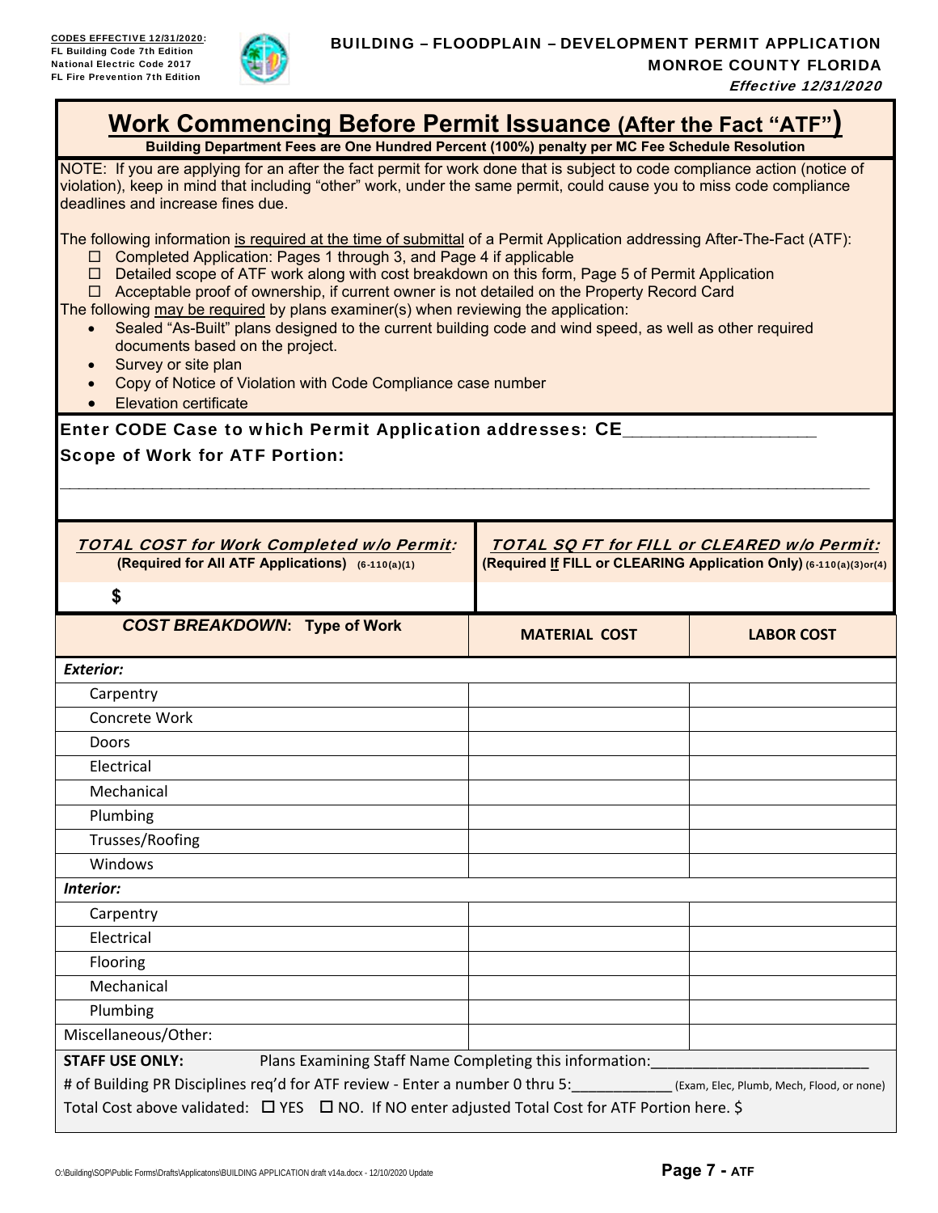**CODES EFFECTIVE 12/31/2020:**
**FL Building Code 7th Edition**
**National Electric Code 2017**
**FL Fire Prevention 7th Edition**

**BUILDING – FLOODPLAIN – DEVELOPMENT PERMIT APPLICATION**
**MONROE COUNTY FLORIDA**
*Effective 12/31/2020*

# Work Commencing Before Permit Issuance (After the Fact "ATF")

**Building Department Fees are One Hundred Percent (100%) penalty per MC Fee Schedule Resolution**

NOTE: If you are applying for an after the fact permit for work done that is subject to code compliance action (notice of violation), keep in mind that including "other" work, under the same permit, could cause you to miss code compliance deadlines and increase fines due.

The following information is required at the time of submittal of a Permit Application addressing After-The-Fact (ATF):

- ☐ Completed Application: Pages 1 through 3, and Page 4 if applicable
- ☐ Detailed scope of ATF work along with cost breakdown on this form, Page 5 of Permit Application
- ☐ Acceptable proof of ownership, if current owner is not detailed on the Property Record Card

The following may be required by plans examiner(s) when reviewing the application:

- Sealed "As-Built" plans designed to the current building code and wind speed, as well as other required documents based on the project.
- Survey or site plan
- Copy of Notice of Violation with Code Compliance case number
- Elevation certificate

**Enter CODE Case to which Permit Application addresses: CE__________________**

**Scope of Work for ATF Portion:**

______________________________________________________________________________________

| *TOTAL COST for Work Completed w/o Permit:* **(Required for All ATF Applications)** (6-110(a)(1)) | *TOTAL SQ FT for FILL or CLEARED w/o Permit:* **(Required If FILL or CLEARING Application Only)** (6-110(a)(3)or(4)) |
|---|---|
| **$** | |

| ***COST BREAKDOWN*: Type of Work** | **MATERIAL COST** | **LABOR COST** |
|---|---|---|
| ***Exterior:*** | | |
| Carpentry | | |
| Concrete Work | | |
| Doors | | |
| Electrical | | |
| Mechanical | | |
| Plumbing | | |
| Trusses/Roofing | | |
| Windows | | |
| ***Interior:*** | | |
| Carpentry | | |
| Electrical | | |
| Flooring | | |
| Mechanical | | |
| Plumbing | | |
| Miscellaneous/Other: | | |

**STAFF USE ONLY:** Plans Examining Staff Name Completing this information:__________________________

# of Building PR Disciplines req'd for ATF review - Enter a number 0 thru 5:____________ (Exam, Elec, Plumb, Mech, Flood, or none)

Total Cost above validated: ☐ YES ☐ NO. If NO enter adjusted Total Cost for ATF Portion here. $

O:\Building\SOP\Public Forms\Drafts\Applicatons\BUILDING APPLICATION draft v14a.docx - 12/10/2020 Update

**Page 7 - ATF**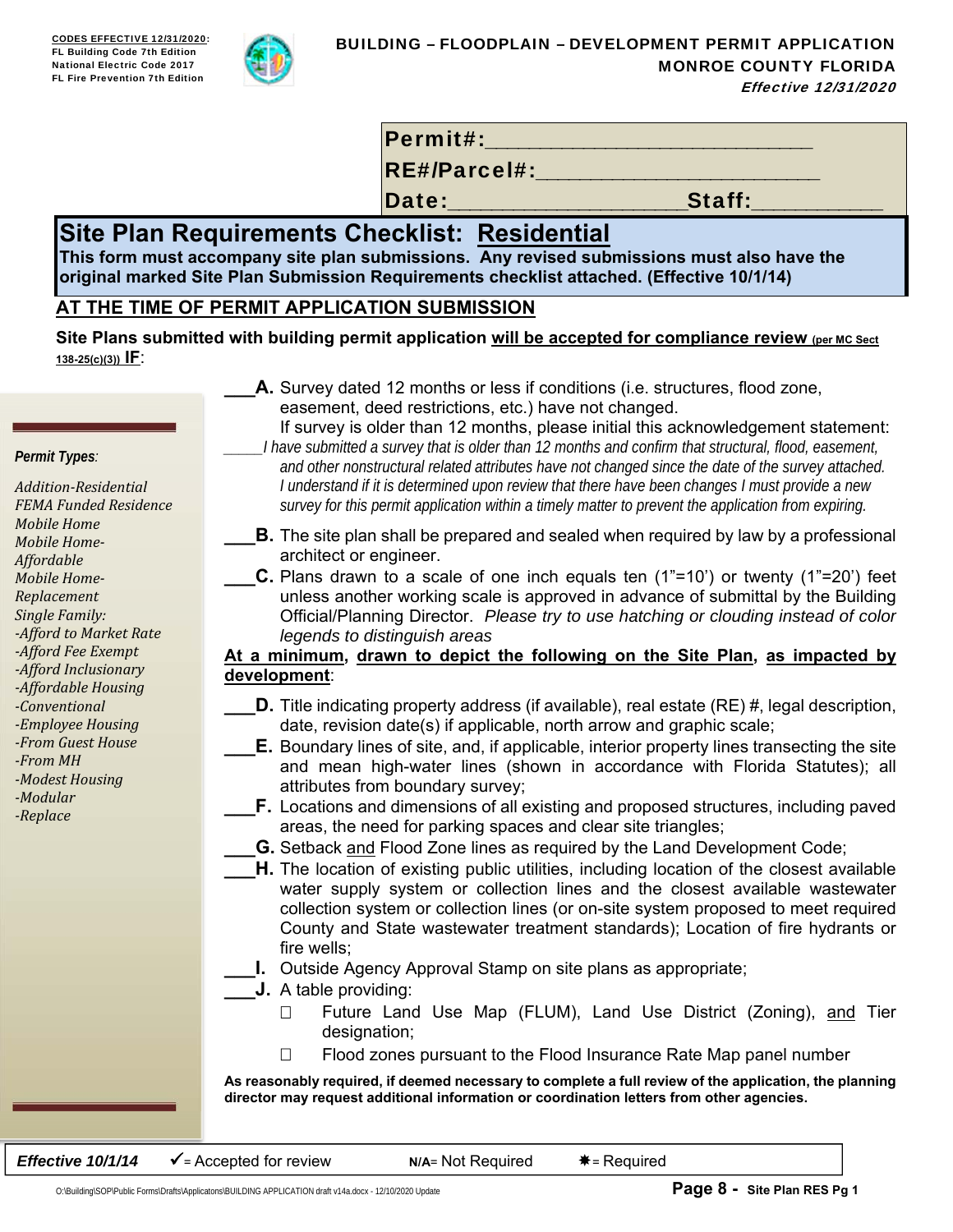**CODES EFFECTIVE 12/31/2020:**
FL Building Code 7th Edition
National Electric Code 2017
FL Fire Prevention 7th Edition

**BUILDING – FLOODPLAIN – DEVELOPMENT PERMIT APPLICATION**
**MONROE COUNTY FLORIDA**
*Effective 12/31/2020*

**Permit#:**____________________________
**RE#/Parcel#:**________________________
**Date:**____________________**Staff:**___________

# Site Plan Requirements Checklist: Residential

**This form must accompany site plan submissions. Any revised submissions must also have the original marked Site Plan Submission Requirements checklist attached. (Effective 10/1/14)**

## AT THE TIME OF PERMIT APPLICATION SUBMISSION

**Site Plans submitted with building permit application will be accepted for compliance review (per MC Sect 138-25(c)(3)) IF:**

*Permit Types:*

*Addition-Residential*
*FEMA Funded Residence*
*Mobile Home*
*Mobile Home-Affordable*
*Mobile Home-Replacement*
*Single Family:*
*-Afford to Market Rate*
*-Afford Fee Exempt*
*-Afford Inclusionary*
*-Affordable Housing*
*-Conventional*
*-Employee Housing*
*-From Guest House*
*-From MH*
*-Modest Housing*
*-Modular*
*-Replace*

___**A.** Survey dated 12 months or less if conditions (i.e. structures, flood zone, easement, deed restrictions, etc.) have not changed.
If survey is older than 12 months, please initial this acknowledgement statement:
_____*I have submitted a survey that is older than 12 months and confirm that structural, flood, easement, and other nonstructural related attributes have not changed since the date of the survey attached. I understand if it is determined upon review that there have been changes I must provide a new survey for this permit application within a timely matter to prevent the application from expiring.*

___**B.** The site plan shall be prepared and sealed when required by law by a professional architect or engineer.

___**C.** Plans drawn to a scale of one inch equals ten (1"=10') or twenty (1"=20') feet unless another working scale is approved in advance of submittal by the Building Official/Planning Director. *Please try to use hatching or clouding instead of color legends to distinguish areas*

**At a minimum, drawn to depict the following on the Site Plan, as impacted by development:**

___**D.** Title indicating property address (if available), real estate (RE) #, legal description, date, revision date(s) if applicable, north arrow and graphic scale;

___**E.** Boundary lines of site, and, if applicable, interior property lines transecting the site and mean high-water lines (shown in accordance with Florida Statutes); all attributes from boundary survey;

___**F.** Locations and dimensions of all existing and proposed structures, including paved areas, the need for parking spaces and clear site triangles;

___**G.** Setback and Flood Zone lines as required by the Land Development Code;

___**H.** The location of existing public utilities, including location of the closest available water supply system or collection lines and the closest available wastewater collection system or collection lines (or on-site system proposed to meet required County and State wastewater treatment standards); Location of fire hydrants or fire wells;

___**I.** Outside Agency Approval Stamp on site plans as appropriate;

___**J.** A table providing:

- ☐ Future Land Use Map (FLUM), Land Use District (Zoning), and Tier designation;
- ☐ Flood zones pursuant to the Flood Insurance Rate Map panel number

**As reasonably required, if deemed necessary to complete a full review of the application, the planning director may request additional information or coordination letters from other agencies.**

| *Effective 10/1/14* | ✓= Accepted for review | N/A= Not Required | ✱= Required |
|---|---|---|---|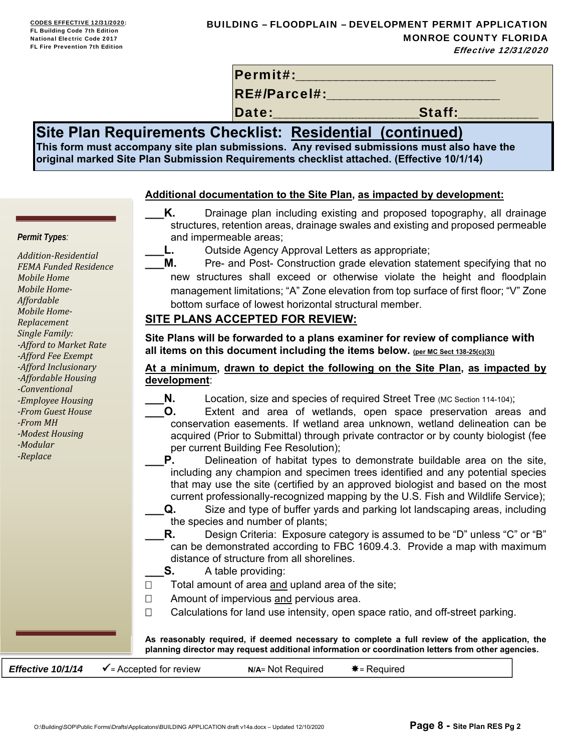CODES EFFECTIVE 12/31/2020:
FL Building Code 7th Edition
National Electric Code 2017
FL Fire Prevention 7th Edition

**BUILDING – FLOODPLAIN – DEVELOPMENT PERMIT APPLICATION**
**MONROE COUNTY FLORIDA**
*Effective 12/31/2020*

**Permit#:**___________________________
**RE#/Parcel#:**_______________________
**Date:**___________________**Staff:**___________

# Site Plan Requirements Checklist: Residential (continued)

**This form must accompany site plan submissions. Any revised submissions must also have the original marked Site Plan Submission Requirements checklist attached. (Effective 10/1/14)**

***Permit Types:***

*Addition-Residential*
*FEMA Funded Residence*
*Mobile Home*
*Mobile Home-Affordable*
*Mobile Home-Replacement*
*Single Family:*
*-Afford to Market Rate*
*-Afford Fee Exempt*
*-Afford Inclusionary*
*-Affordable Housing*
*-Conventional*
*-Employee Housing*
*-From Guest House*
*-From MH*
*-Modest Housing*
*-Modular*
*-Replace*

**Additional documentation to the Site Plan, as impacted by development:**

___**K.** Drainage plan including existing and proposed topography, all drainage structures, retention areas, drainage swales and existing and proposed permeable and impermeable areas;

___**L.** Outside Agency Approval Letters as appropriate;

___**M.** Pre- and Post- Construction grade elevation statement specifying that no new structures shall exceed or otherwise violate the height and floodplain management limitations; "A" Zone elevation from top surface of first floor; "V" Zone bottom surface of lowest horizontal structural member.

## SITE PLANS ACCEPTED FOR REVIEW:

**Site Plans will be forwarded to a plans examiner for review of compliance with all items on this document including the items below.** (per MC Sect 138-25(c)(3))

**At a minimum, drawn to depict the following on the Site Plan, as impacted by development:**

___**N.** Location, size and species of required Street Tree (MC Section 114-104);

___**O.** Extent and area of wetlands, open space preservation areas and conservation easements. If wetland area unknown, wetland delineation can be acquired (Prior to Submittal) through private contractor or by county biologist (fee per current Building Fee Resolution);

___**P.** Delineation of habitat types to demonstrate buildable area on the site, including any champion and specimen trees identified and any potential species that may use the site (certified by an approved biologist and based on the most current professionally-recognized mapping by the U.S. Fish and Wildlife Service);

___**Q.** Size and type of buffer yards and parking lot landscaping areas, including the species and number of plants;

___**R.** Design Criteria: Exposure category is assumed to be "D" unless "C" or "B" can be demonstrated according to FBC 1609.4.3. Provide a map with maximum distance of structure from all shorelines.

___**S.** A table providing:

- ☐ Total amount of area and upland area of the site;
- ☐ Amount of impervious and pervious area.
- ☐ Calculations for land use intensity, open space ratio, and off-street parking.

**As reasonably required, if deemed necessary to complete a full review of the application, the planning director may request additional information or coordination letters from other agencies.**

*Effective 10/1/14* ✓= Accepted for review **N/A**= Not Required ✱= Required

O:\Building\SOP\Public Forms\Drafts\Applicatons\BUILDING APPLICATION draft v14a.docx – Updated 12/10/2020